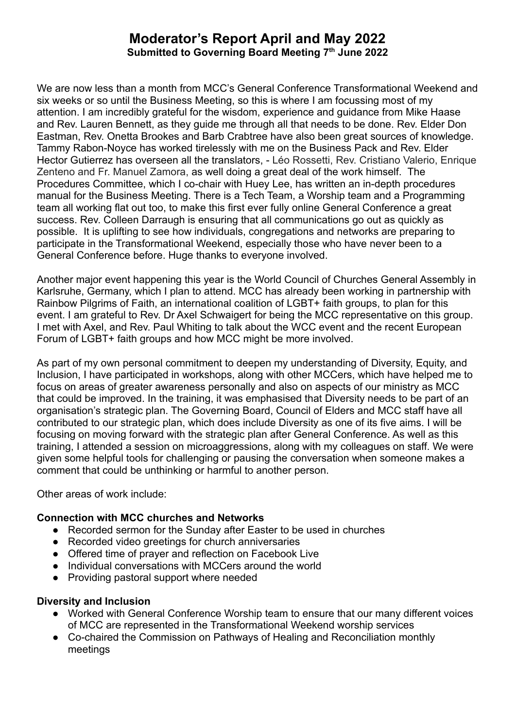# Moderator's Report April and May 2022

**Submitted to Governing Board Meeting 7th June 2022**

We are now less than a month from MCC's General Conference Transformational Weekend and six weeks or so until the Business Meeting, so this is where I am focussing most of my attention. I am incredibly grateful for the wisdom, experience and guidance from Mike Haase and Rev. Lauren Bennett, as they guide me through all that needs to be done. Rev. Elder Don Eastman, Rev. Onetta Brookes and Barb Crabtree have also been great sources of knowledge. Tammy Rabon-Noyce has worked tirelessly with me on the Business Pack and Rev. Elder Hector Gutierrez has overseen all the translators, - Léo Rossetti, Rev. Cristiano Valerio, Enrique Zenteno and Fr. Manuel Zamora, as well doing a great deal of the work himself. The Procedures Committee, which I co-chair with Huey Lee, has written an in-depth procedures manual for the Business Meeting. There is a Tech Team, a Worship team and a Programming team all working flat out too, to make this first ever fully online General Conference a great success. Rev. Colleen Darraugh is ensuring that all communications go out as quickly as possible. It is uplifting to see how individuals, congregations and networks are preparing to participate in the Transformational Weekend, especially those who have never been to a General Conference before. Huge thanks to everyone involved.

Another major event happening this year is the World Council of Churches General Assembly in Karlsruhe, Germany, which I plan to attend. MCC has already been working in partnership with Rainbow Pilgrims of Faith, an international coalition of LGBT+ faith groups, to plan for this event. I am grateful to Rev. Dr Axel Schwaigert for being the MCC representative on this group. I met with Axel, and Rev. Paul Whiting to talk about the WCC event and the recent European Forum of LGBT+ faith groups and how MCC might be more involved.

As part of my own personal commitment to deepen my understanding of Diversity, Equity, and Inclusion, I have participated in workshops, along with other MCCers, which have helped me to focus on areas of greater awareness personally and also on aspects of our ministry as MCC that could be improved. In the training, it was emphasised that Diversity needs to be part of an organisation's strategic plan. The Governing Board, Council of Elders and MCC staff have all contributed to our strategic plan, which does include Diversity as one of its five aims. I will be focusing on moving forward with the strategic plan after General Conference. As well as this training, I attended a session on microaggressions, along with my colleagues on staff. We were given some helpful tools for challenging or pausing the conversation when someone makes a comment that could be unthinking or harmful to another person.

Other areas of work include:

**Connection with MCC churches and Networks**

- Recorded sermon for the Sunday after Easter to be used in churches
- Recorded video greetings for church anniversaries
- Offered time of prayer and reflection on Facebook Live
- Individual conversations with MCCers around the world
- Providing pastoral support where needed

**Diversity and Inclusion**

- Worked with General Conference Worship team to ensure that our many different voices of MCC are represented in the Transformational Weekend worship services
- Co-chaired the Commission on Pathways of Healing and Reconciliation monthly meetings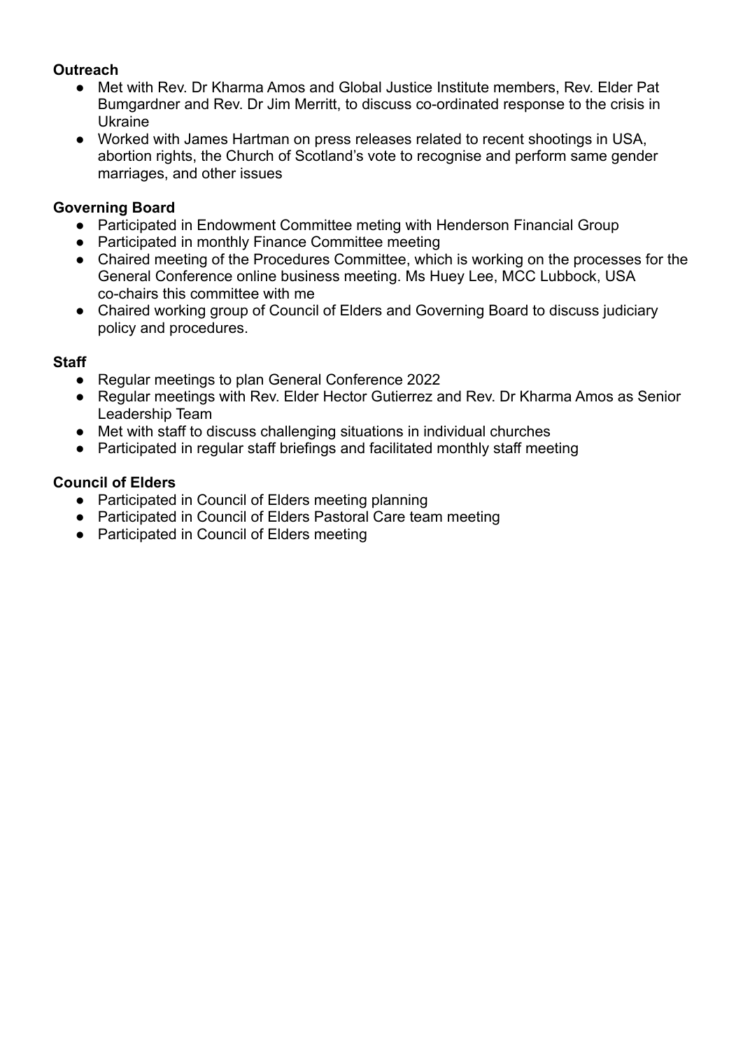**Outreach**

- Met with Rev. Dr Kharma Amos and Global Justice Institute members, Rev. Elder Pat Bumgardner and Rev. Dr Jim Merritt, to discuss co-ordinated response to the crisis in Ukraine
- Worked with James Hartman on press releases related to recent shootings in USA, abortion rights, the Church of Scotland's vote to recognise and perform same gender marriages, and other issues

**Governing Board**

- Participated in Endowment Committee meting with Henderson Financial Group
- Participated in monthly Finance Committee meeting
- Chaired meeting of the Procedures Committee, which is working on the processes for the General Conference online business meeting. Ms Huey Lee, MCC Lubbock, USA co-chairs this committee with me
- Chaired working group of Council of Elders and Governing Board to discuss judiciary policy and procedures.

**Staff**

- Regular meetings to plan General Conference 2022
- Regular meetings with Rev. Elder Hector Gutierrez and Rev. Dr Kharma Amos as Senior Leadership Team
- Met with staff to discuss challenging situations in individual churches
- Participated in regular staff briefings and facilitated monthly staff meeting

**Council of Elders**

- Participated in Council of Elders meeting planning
- Participated in Council of Elders Pastoral Care team meeting
- Participated in Council of Elders meeting